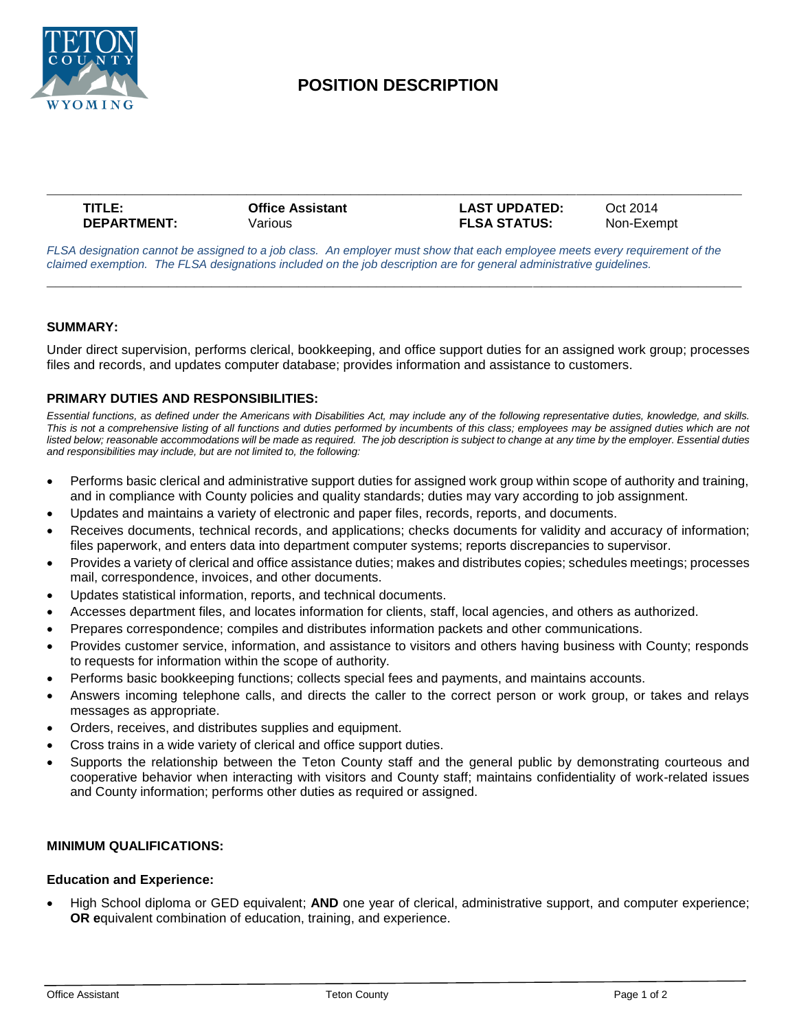# POSITION DESCRIPTION

| **TITLE:** | **Office Assistant** | **LAST UPDATED:** | Oct 2014 |
|---|---|---|---|
| **DEPARTMENT:** | Various | **FLSA STATUS:** | Non-Exempt |

*FLSA designation cannot be assigned to a job class. An employer must show that each employee meets every requirement of the claimed exemption. The FLSA designations included on the job description are for general administrative guidelines.*

## SUMMARY:

Under direct supervision, performs clerical, bookkeeping, and office support duties for an assigned work group; processes files and records, and updates computer database; provides information and assistance to customers.

## PRIMARY DUTIES AND RESPONSIBILITIES:

*Essential functions, as defined under the Americans with Disabilities Act, may include any of the following representative duties, knowledge, and skills. This is not a comprehensive listing of all functions and duties performed by incumbents of this class; employees may be assigned duties which are not listed below; reasonable accommodations will be made as required. The job description is subject to change at any time by the employer. Essential duties and responsibilities may include, but are not limited to, the following:*

- Performs basic clerical and administrative support duties for assigned work group within scope of authority and training, and in compliance with County policies and quality standards; duties may vary according to job assignment.
- Updates and maintains a variety of electronic and paper files, records, reports, and documents.
- Receives documents, technical records, and applications; checks documents for validity and accuracy of information; files paperwork, and enters data into department computer systems; reports discrepancies to supervisor.
- Provides a variety of clerical and office assistance duties; makes and distributes copies; schedules meetings; processes mail, correspondence, invoices, and other documents.
- Updates statistical information, reports, and technical documents.
- Accesses department files, and locates information for clients, staff, local agencies, and others as authorized.
- Prepares correspondence; compiles and distributes information packets and other communications.
- Provides customer service, information, and assistance to visitors and others having business with County; responds to requests for information within the scope of authority.
- Performs basic bookkeeping functions; collects special fees and payments, and maintains accounts.
- Answers incoming telephone calls, and directs the caller to the correct person or work group, or takes and relays messages as appropriate.
- Orders, receives, and distributes supplies and equipment.
- Cross trains in a wide variety of clerical and office support duties.
- Supports the relationship between the Teton County staff and the general public by demonstrating courteous and cooperative behavior when interacting with visitors and County staff; maintains confidentiality of work-related issues and County information; performs other duties as required or assigned.

## MINIMUM QUALIFICATIONS:

### Education and Experience:

- High School diploma or GED equivalent; **AND** one year of clerical, administrative support, and computer experience; **OR e**quivalent combination of education, training, and experience.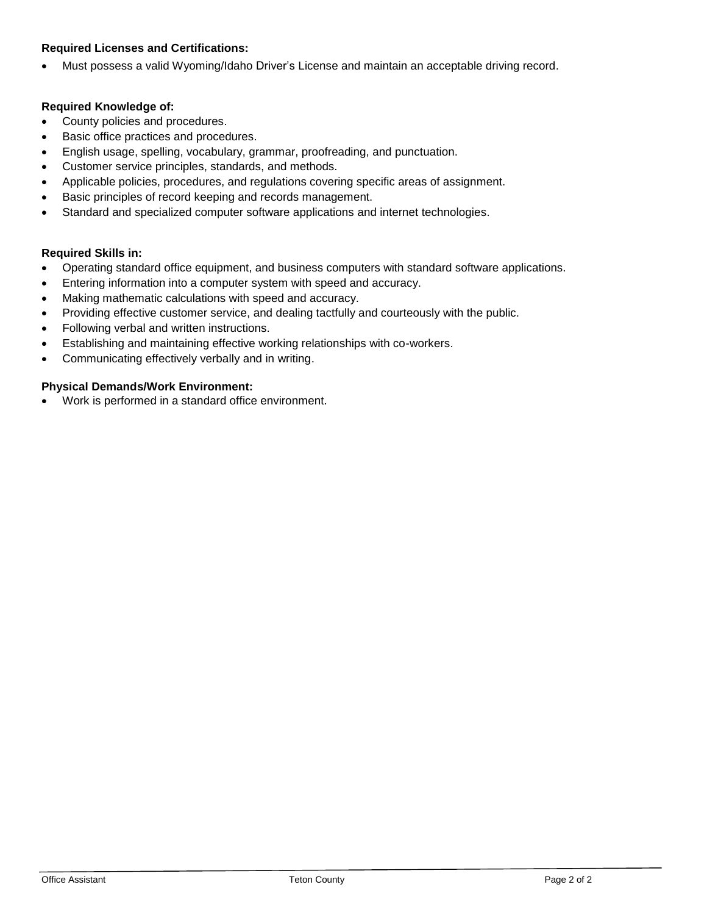**Required Licenses and Certifications:**

- Must possess a valid Wyoming/Idaho Driver's License and maintain an acceptable driving record.

**Required Knowledge of:**

- County policies and procedures.
- Basic office practices and procedures.
- English usage, spelling, vocabulary, grammar, proofreading, and punctuation.
- Customer service principles, standards, and methods.
- Applicable policies, procedures, and regulations covering specific areas of assignment.
- Basic principles of record keeping and records management.
- Standard and specialized computer software applications and internet technologies.

**Required Skills in:**

- Operating standard office equipment, and business computers with standard software applications.
- Entering information into a computer system with speed and accuracy.
- Making mathematic calculations with speed and accuracy.
- Providing effective customer service, and dealing tactfully and courteously with the public.
- Following verbal and written instructions.
- Establishing and maintaining effective working relationships with co-workers.
- Communicating effectively verbally and in writing.

**Physical Demands/Work Environment:**

- Work is performed in a standard office environment.